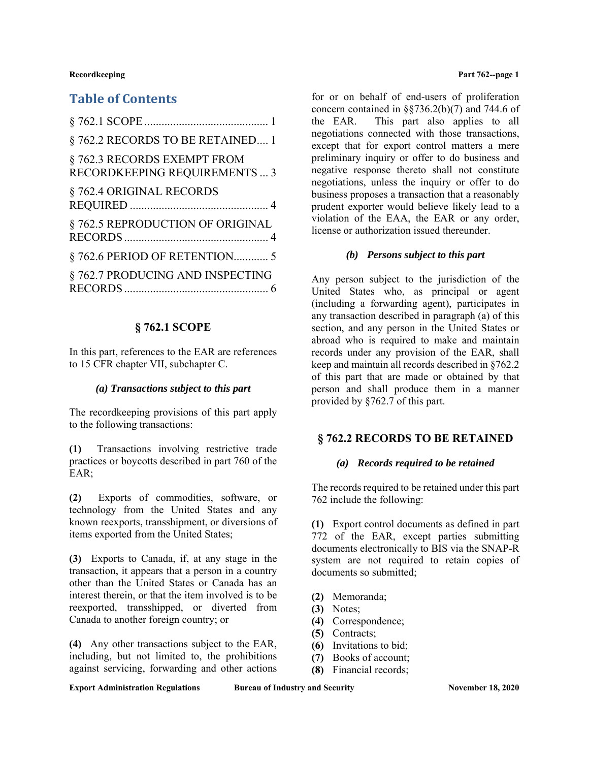# Table of Contents

§ 762.1 SCOPE ........................................... 1

§ 762.2 RECORDS TO BE RETAINED.... 1

§ 762.3 RECORDS EXEMPT FROM RECORDKEEPING REQUIREMENTS ... 3

§ 762.4 ORIGINAL RECORDS REQUIRED ................................................ 4

§ 762.5 REPRODUCTION OF ORIGINAL RECORDS .................................................. 4

§ 762.6 PERIOD OF RETENTION............ 5

§ 762.7 PRODUCING AND INSPECTING RECORDS .................................................. 6

## § 762.1 SCOPE

In this part, references to the EAR are references to 15 CFR chapter VII, subchapter C.

### *(a) Transactions subject to this part*

The recordkeeping provisions of this part apply to the following transactions:

**(1)** Transactions involving restrictive trade practices or boycotts described in part 760 of the EAR;

**(2)** Exports of commodities, software, or technology from the United States and any known reexports, transshipment, or diversions of items exported from the United States;

**(3)** Exports to Canada, if, at any stage in the transaction, it appears that a person in a country other than the United States or Canada has an interest therein, or that the item involved is to be reexported, transshipped, or diverted from Canada to another foreign country; or

**(4)** Any other transactions subject to the EAR, including, but not limited to, the prohibitions against servicing, forwarding and other actions for or on behalf of end-users of proliferation concern contained in §§736.2(b)(7) and 744.6 of the EAR. This part also applies to all negotiations connected with those transactions, except that for export control matters a mere preliminary inquiry or offer to do business and negative response thereto shall not constitute negotiations, unless the inquiry or offer to do business proposes a transaction that a reasonably prudent exporter would believe likely lead to a violation of the EAA, the EAR or any order, license or authorization issued thereunder.

### *(b) Persons subject to this part*

Any person subject to the jurisdiction of the United States who, as principal or agent (including a forwarding agent), participates in any transaction described in paragraph (a) of this section, and any person in the United States or abroad who is required to make and maintain records under any provision of the EAR, shall keep and maintain all records described in §762.2 of this part that are made or obtained by that person and shall produce them in a manner provided by §762.7 of this part.

## § 762.2 RECORDS TO BE RETAINED

### *(a) Records required to be retained*

The records required to be retained under this part 762 include the following:

**(1)** Export control documents as defined in part 772 of the EAR, except parties submitting documents electronically to BIS via the SNAP-R system are not required to retain copies of documents so submitted;

**(2)** Memoranda;
**(3)** Notes;
**(4)** Correspondence;
**(5)** Contracts;
**(6)** Invitations to bid;
**(7)** Books of account;
**(8)** Financial records;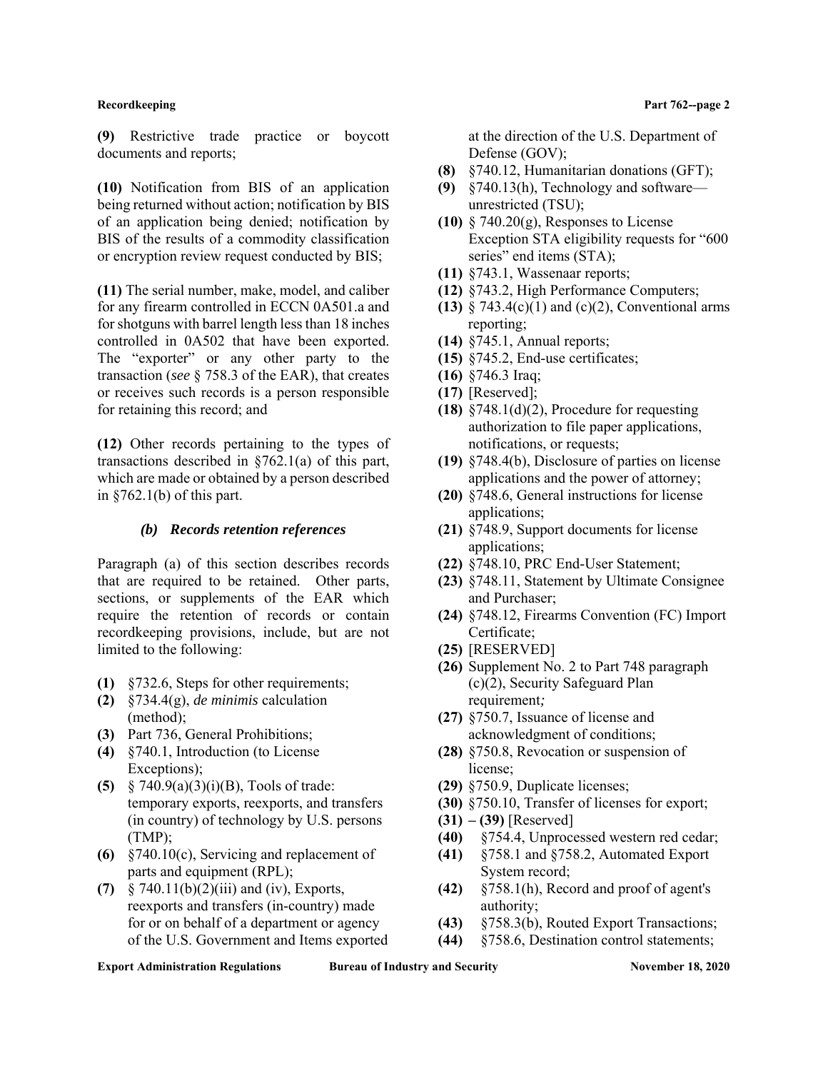**(9)** Restrictive trade practice or boycott documents and reports;

**(10)** Notification from BIS of an application being returned without action; notification by BIS of an application being denied; notification by BIS of the results of a commodity classification or encryption review request conducted by BIS;

**(11)** The serial number, make, model, and caliber for any firearm controlled in ECCN 0A501.a and for shotguns with barrel length less than 18 inches controlled in 0A502 that have been exported. The "exporter" or any other party to the transaction (*see* § 758.3 of the EAR), that creates or receives such records is a person responsible for retaining this record; and

**(12)** Other records pertaining to the types of transactions described in §762.1(a) of this part, which are made or obtained by a person described in §762.1(b) of this part.

### *(b) Records retention references*

Paragraph (a) of this section describes records that are required to be retained. Other parts, sections, or supplements of the EAR which require the retention of records or contain recordkeeping provisions, include, but are not limited to the following:

**(1)** §732.6, Steps for other requirements;

**(2)** §734.4(g), *de minimis* calculation (method);

**(3)** Part 736, General Prohibitions;

**(4)** §740.1, Introduction (to License Exceptions);

**(5)** § 740.9(a)(3)(i)(B), Tools of trade: temporary exports, reexports, and transfers (in country) of technology by U.S. persons (TMP);

**(6)** §740.10(c), Servicing and replacement of parts and equipment (RPL);

**(7)** § 740.11(b)(2)(iii) and (iv), Exports, reexports and transfers (in-country) made for or on behalf of a department or agency of the U.S. Government and Items exported at the direction of the U.S. Department of Defense (GOV);

**(8)** §740.12, Humanitarian donations (GFT);

**(9)** §740.13(h), Technology and software—unrestricted (TSU);

**(10)** § 740.20(g), Responses to License Exception STA eligibility requests for "600 series" end items (STA);

**(11)** §743.1, Wassenaar reports;

**(12)** §743.2, High Performance Computers;

**(13)** § 743.4(c)(1) and (c)(2), Conventional arms reporting;

**(14)** §745.1, Annual reports;

**(15)** §745.2, End-use certificates;

**(16)** §746.3 Iraq;

**(17)** [Reserved];

**(18)** §748.1(d)(2), Procedure for requesting authorization to file paper applications, notifications, or requests;

**(19)** §748.4(b), Disclosure of parties on license applications and the power of attorney;

**(20)** §748.6, General instructions for license applications;

**(21)** §748.9, Support documents for license applications;

**(22)** §748.10, PRC End-User Statement;

**(23)** §748.11, Statement by Ultimate Consignee and Purchaser;

**(24)** §748.12, Firearms Convention (FC) Import Certificate;

**(25)** [RESERVED]

**(26)** Supplement No. 2 to Part 748 paragraph (c)(2), Security Safeguard Plan requirement*;*

**(27)** §750.7, Issuance of license and acknowledgment of conditions;

**(28)** §750.8, Revocation or suspension of license;

**(29)** §750.9, Duplicate licenses;

**(30)** §750.10, Transfer of licenses for export;

**(31) – (39)** [Reserved]

**(40)** §754.4, Unprocessed western red cedar;

**(41)** §758.1 and §758.2, Automated Export System record;

**(42)** §758.1(h), Record and proof of agent's authority;

**(43)** §758.3(b), Routed Export Transactions;

**(44)** §758.6, Destination control statements;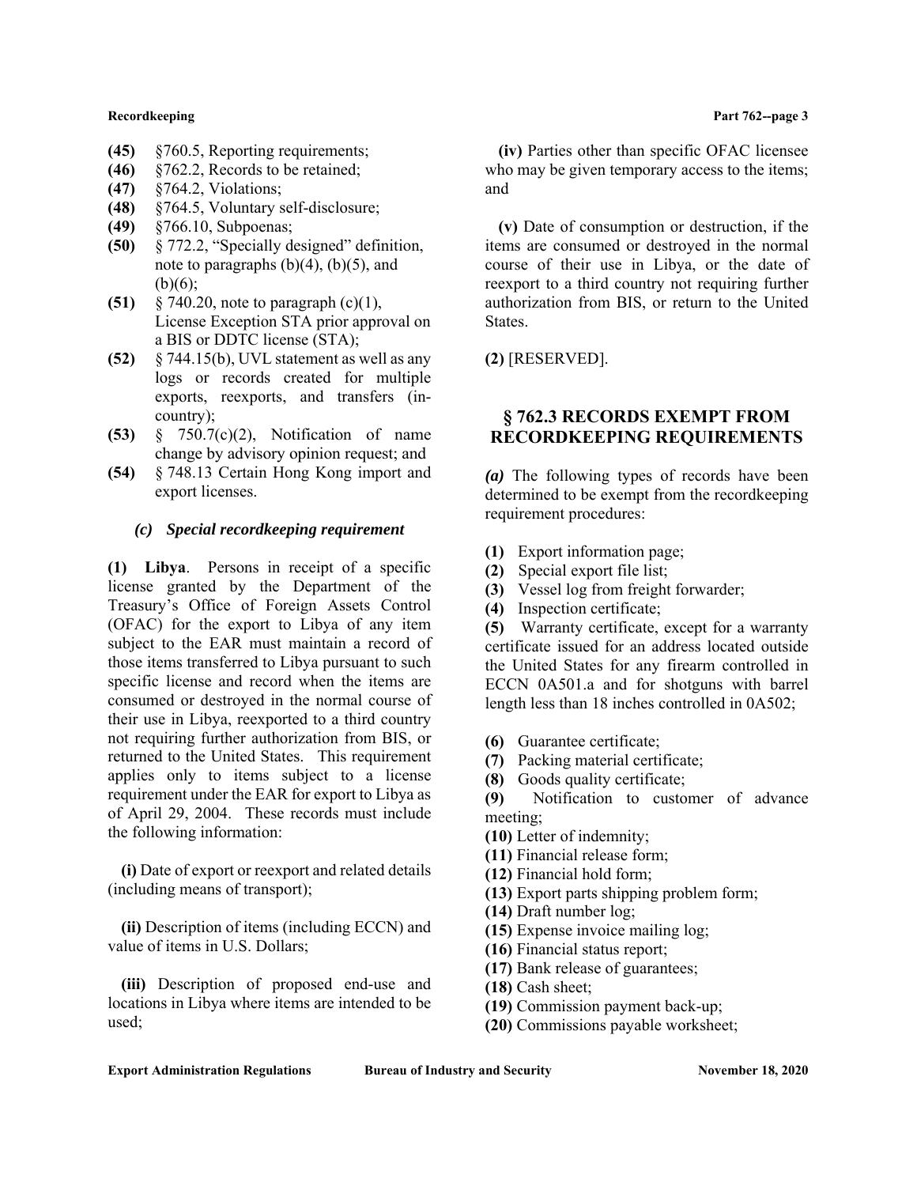**(45)** §760.5, Reporting requirements;
**(46)** §762.2, Records to be retained;
**(47)** §764.2, Violations;
**(48)** §764.5, Voluntary self-disclosure;
**(49)** §766.10, Subpoenas;
**(50)** § 772.2, "Specially designed" definition, note to paragraphs (b)(4), (b)(5), and (b)(6);
**(51)** § 740.20, note to paragraph (c)(1), License Exception STA prior approval on a BIS or DDTC license (STA);
**(52)** § 744.15(b), UVL statement as well as any logs or records created for multiple exports, reexports, and transfers (in-country);
**(53)** § 750.7(c)(2), Notification of name change by advisory opinion request; and
**(54)** § 748.13 Certain Hong Kong import and export licenses.

***(c) Special recordkeeping requirement***

**(1) Libya**. Persons in receipt of a specific license granted by the Department of the Treasury's Office of Foreign Assets Control (OFAC) for the export to Libya of any item subject to the EAR must maintain a record of those items transferred to Libya pursuant to such specific license and record when the items are consumed or destroyed in the normal course of their use in Libya, reexported to a third country not requiring further authorization from BIS, or returned to the United States. This requirement applies only to items subject to a license requirement under the EAR for export to Libya as of April 29, 2004. These records must include the following information:

**(i)** Date of export or reexport and related details (including means of transport);

**(ii)** Description of items (including ECCN) and value of items in U.S. Dollars;

**(iii)** Description of proposed end-use and locations in Libya where items are intended to be used;

**(iv)** Parties other than specific OFAC licensee who may be given temporary access to the items; and

**(v)** Date of consumption or destruction, if the items are consumed or destroyed in the normal course of their use in Libya, or the date of reexport to a third country not requiring further authorization from BIS, or return to the United States.

**(2)** [RESERVED].

## § 762.3 RECORDS EXEMPT FROM RECORDKEEPING REQUIREMENTS

***(a)*** The following types of records have been determined to be exempt from the recordkeeping requirement procedures:

**(1)** Export information page;
**(2)** Special export file list;
**(3)** Vessel log from freight forwarder;
**(4)** Inspection certificate;
**(5)** Warranty certificate, except for a warranty certificate issued for an address located outside the United States for any firearm controlled in ECCN 0A501.a and for shotguns with barrel length less than 18 inches controlled in 0A502;
**(6)** Guarantee certificate;
**(7)** Packing material certificate;
**(8)** Goods quality certificate;
**(9)** Notification to customer of advance meeting;
**(10)** Letter of indemnity;
**(11)** Financial release form;
**(12)** Financial hold form;
**(13)** Export parts shipping problem form;
**(14)** Draft number log;
**(15)** Expense invoice mailing log;
**(16)** Financial status report;
**(17)** Bank release of guarantees;
**(18)** Cash sheet;
**(19)** Commission payment back-up;
**(20)** Commissions payable worksheet;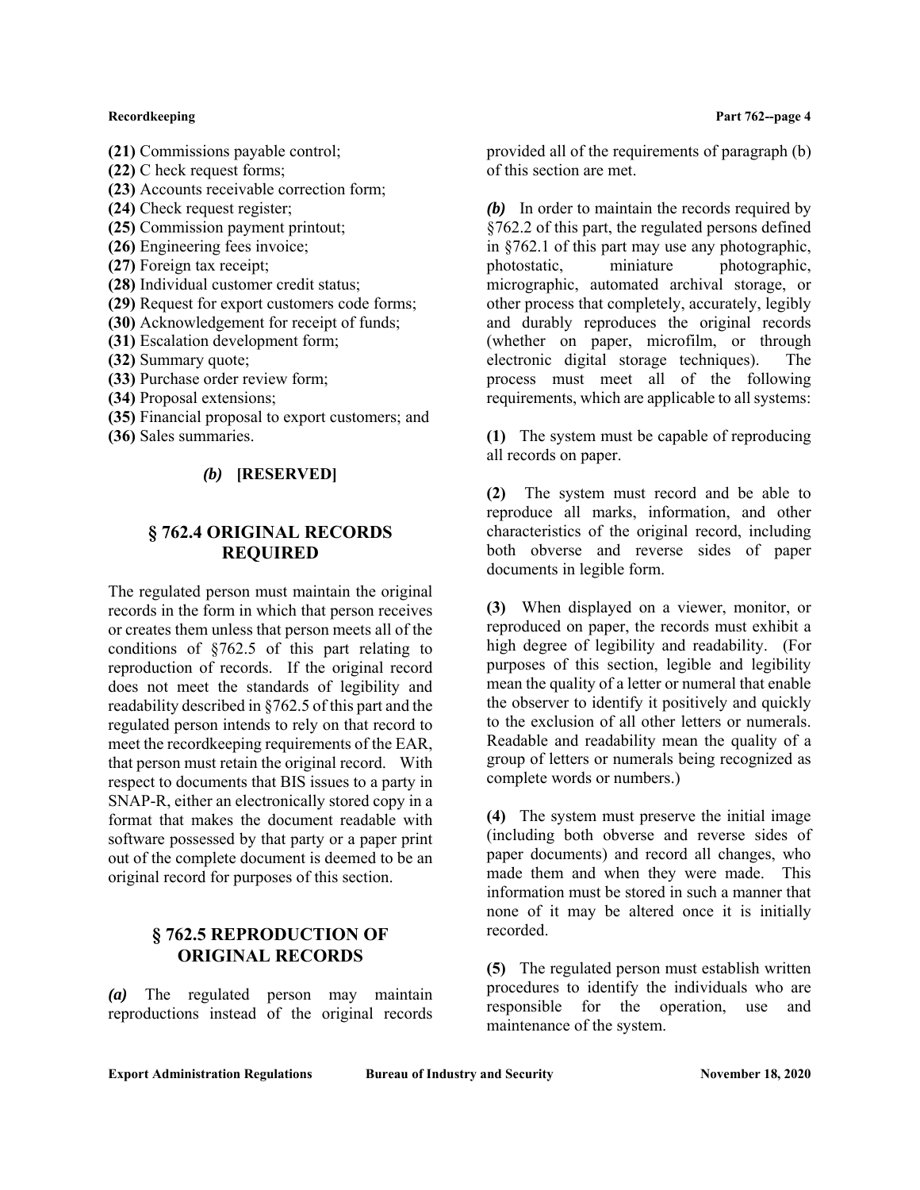**(21)** Commissions payable control;
**(22)** C heck request forms;
**(23)** Accounts receivable correction form;
**(24)** Check request register;
**(25)** Commission payment printout;
**(26)** Engineering fees invoice;
**(27)** Foreign tax receipt;
**(28)** Individual customer credit status;
**(29)** Request for export customers code forms;
**(30)** Acknowledgement for receipt of funds;
**(31)** Escalation development form;
**(32)** Summary quote;
**(33)** Purchase order review form;
**(34)** Proposal extensions;
**(35)** Financial proposal to export customers; and
**(36)** Sales summaries.

***(b)*** **[RESERVED]**

## § 762.4 ORIGINAL RECORDS REQUIRED

The regulated person must maintain the original records in the form in which that person receives or creates them unless that person meets all of the conditions of §762.5 of this part relating to reproduction of records. If the original record does not meet the standards of legibility and readability described in §762.5 of this part and the regulated person intends to rely on that record to meet the recordkeeping requirements of the EAR, that person must retain the original record. With respect to documents that BIS issues to a party in SNAP-R, either an electronically stored copy in a format that makes the document readable with software possessed by that party or a paper print out of the complete document is deemed to be an original record for purposes of this section.

## § 762.5 REPRODUCTION OF ORIGINAL RECORDS

***(a)*** The regulated person may maintain reproductions instead of the original records provided all of the requirements of paragraph (b) of this section are met.

***(b)*** In order to maintain the records required by §762.2 of this part, the regulated persons defined in §762.1 of this part may use any photographic, photostatic, miniature photographic, micrographic, automated archival storage, or other process that completely, accurately, legibly and durably reproduces the original records (whether on paper, microfilm, or through electronic digital storage techniques). The process must meet all of the following requirements, which are applicable to all systems:

**(1)** The system must be capable of reproducing all records on paper.

**(2)** The system must record and be able to reproduce all marks, information, and other characteristics of the original record, including both obverse and reverse sides of paper documents in legible form.

**(3)** When displayed on a viewer, monitor, or reproduced on paper, the records must exhibit a high degree of legibility and readability. (For purposes of this section, legible and legibility mean the quality of a letter or numeral that enable the observer to identify it positively and quickly to the exclusion of all other letters or numerals. Readable and readability mean the quality of a group of letters or numerals being recognized as complete words or numbers.)

**(4)** The system must preserve the initial image (including both obverse and reverse sides of paper documents) and record all changes, who made them and when they were made. This information must be stored in such a manner that none of it may be altered once it is initially recorded.

**(5)** The regulated person must establish written procedures to identify the individuals who are responsible for the operation, use and maintenance of the system.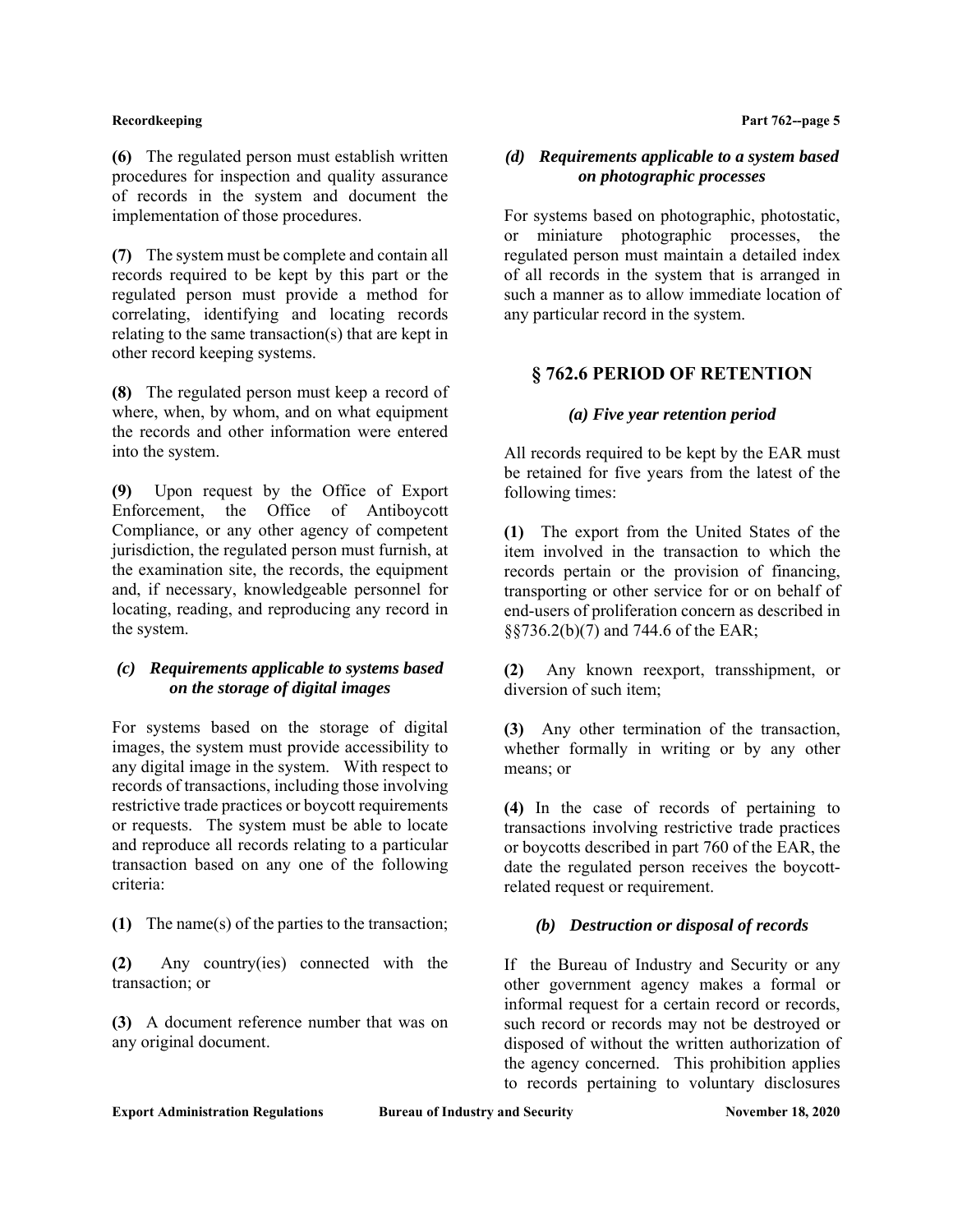**(6)** The regulated person must establish written procedures for inspection and quality assurance of records in the system and document the implementation of those procedures.

**(7)** The system must be complete and contain all records required to be kept by this part or the regulated person must provide a method for correlating, identifying and locating records relating to the same transaction(s) that are kept in other record keeping systems.

**(8)** The regulated person must keep a record of where, when, by whom, and on what equipment the records and other information were entered into the system.

**(9)** Upon request by the Office of Export Enforcement, the Office of Antiboycott Compliance, or any other agency of competent jurisdiction, the regulated person must furnish, at the examination site, the records, the equipment and, if necessary, knowledgeable personnel for locating, reading, and reproducing any record in the system.

### *(c) Requirements applicable to systems based on the storage of digital images*

For systems based on the storage of digital images, the system must provide accessibility to any digital image in the system. With respect to records of transactions, including those involving restrictive trade practices or boycott requirements or requests. The system must be able to locate and reproduce all records relating to a particular transaction based on any one of the following criteria:

**(1)** The name(s) of the parties to the transaction;

**(2)** Any country(ies) connected with the transaction; or

**(3)** A document reference number that was on any original document.

### *(d) Requirements applicable to a system based on photographic processes*

For systems based on photographic, photostatic, or miniature photographic processes, the regulated person must maintain a detailed index of all records in the system that is arranged in such a manner as to allow immediate location of any particular record in the system.

## § 762.6 PERIOD OF RETENTION

### *(a) Five year retention period*

All records required to be kept by the EAR must be retained for five years from the latest of the following times:

**(1)** The export from the United States of the item involved in the transaction to which the records pertain or the provision of financing, transporting or other service for or on behalf of end-users of proliferation concern as described in §§736.2(b)(7) and 744.6 of the EAR;

**(2)** Any known reexport, transshipment, or diversion of such item;

**(3)** Any other termination of the transaction, whether formally in writing or by any other means; or

**(4)** In the case of records of pertaining to transactions involving restrictive trade practices or boycotts described in part 760 of the EAR, the date the regulated person receives the boycott-related request or requirement.

### *(b) Destruction or disposal of records*

If the Bureau of Industry and Security or any other government agency makes a formal or informal request for a certain record or records, such record or records may not be destroyed or disposed of without the written authorization of the agency concerned. This prohibition applies to records pertaining to voluntary disclosures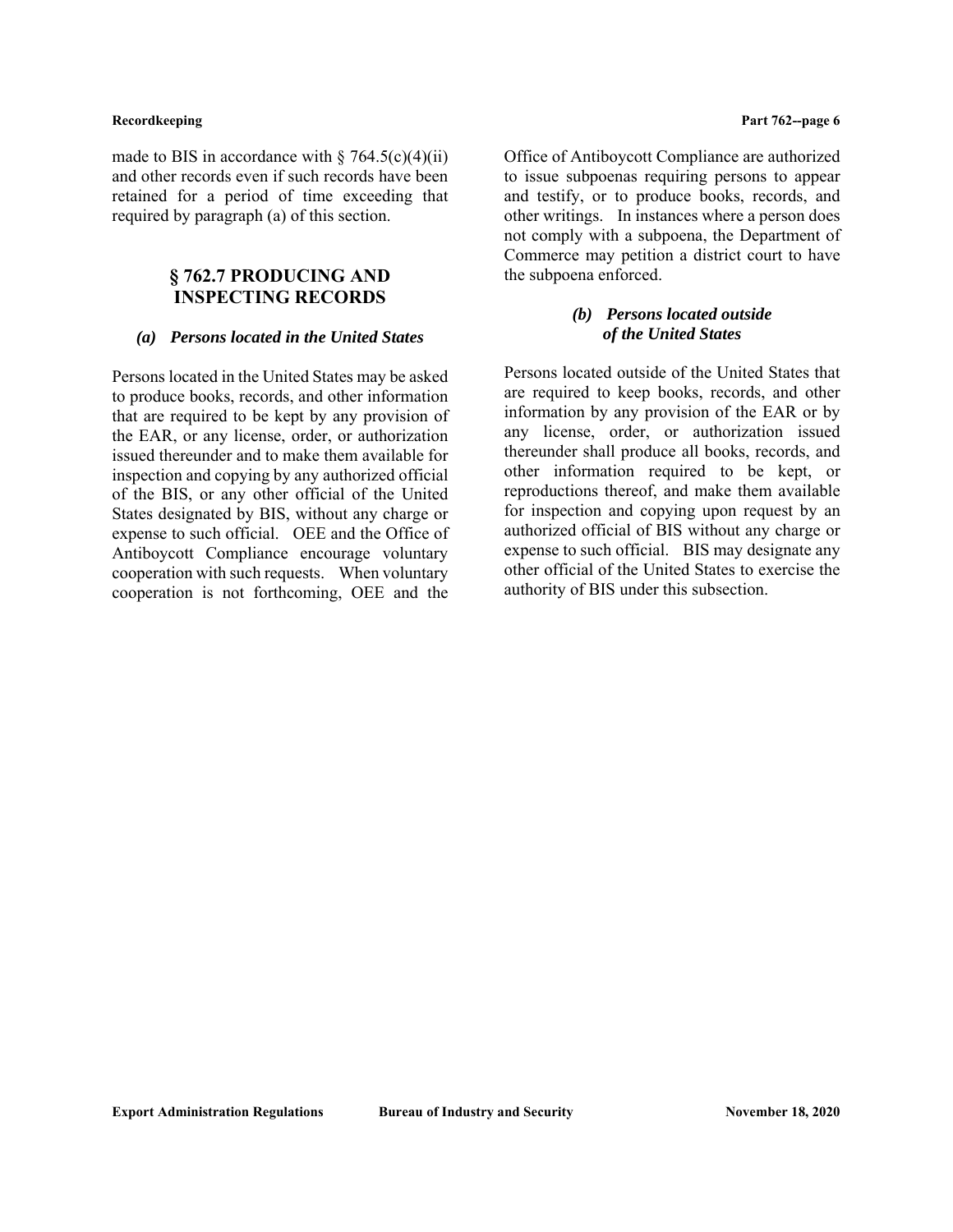made to BIS in accordance with § 764.5(c)(4)(ii) and other records even if such records have been retained for a period of time exceeding that required by paragraph (a) of this section.

## § 762.7 PRODUCING AND INSPECTING RECORDS

### *(a) Persons located in the United States*

Persons located in the United States may be asked to produce books, records, and other information that are required to be kept by any provision of the EAR, or any license, order, or authorization issued thereunder and to make them available for inspection and copying by any authorized official of the BIS, or any other official of the United States designated by BIS, without any charge or expense to such official. OEE and the Office of Antiboycott Compliance encourage voluntary cooperation with such requests. When voluntary cooperation is not forthcoming, OEE and the Office of Antiboycott Compliance are authorized to issue subpoenas requiring persons to appear and testify, or to produce books, records, and other writings. In instances where a person does not comply with a subpoena, the Department of Commerce may petition a district court to have the subpoena enforced.

### *(b) Persons located outside of the United States*

Persons located outside of the United States that are required to keep books, records, and other information by any provision of the EAR or by any license, order, or authorization issued thereunder shall produce all books, records, and other information required to be kept, or reproductions thereof, and make them available for inspection and copying upon request by an authorized official of BIS without any charge or expense to such official. BIS may designate any other official of the United States to exercise the authority of BIS under this subsection.